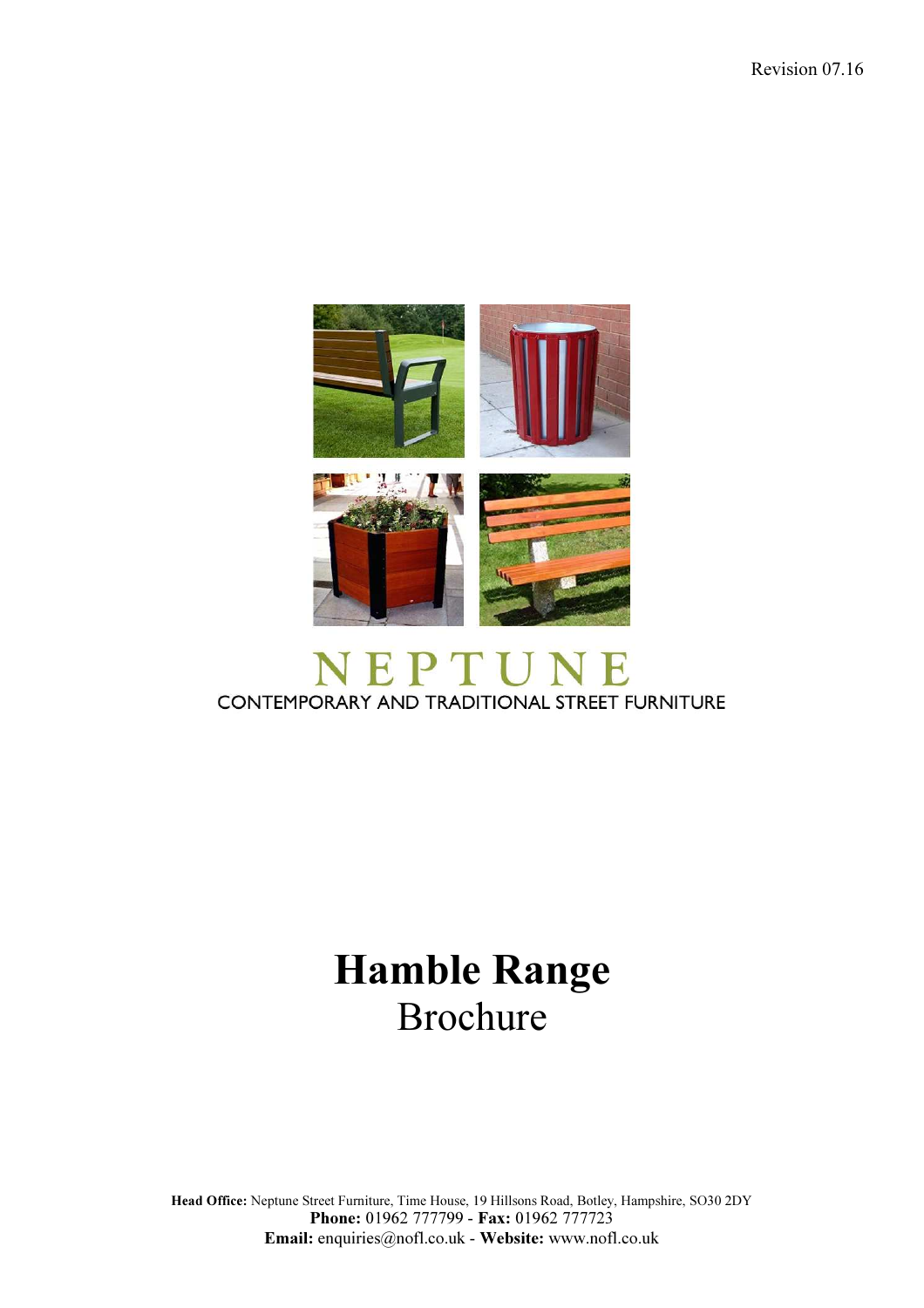Revision 07.16

NEPTUNE

CONTEMPORARY AND TRADITIONAL STREET FURNITURE

# Hamble Range

## Brochure

**Head Office:** Neptune Street Furniture, Time House, 19 Hillsons Road, Botley, Hampshire, SO30 2DY
**Phone:** 01962 777799 - **Fax:** 01962 777723
**Email:** enquiries@nofl.co.uk - **Website:** www.nofl.co.uk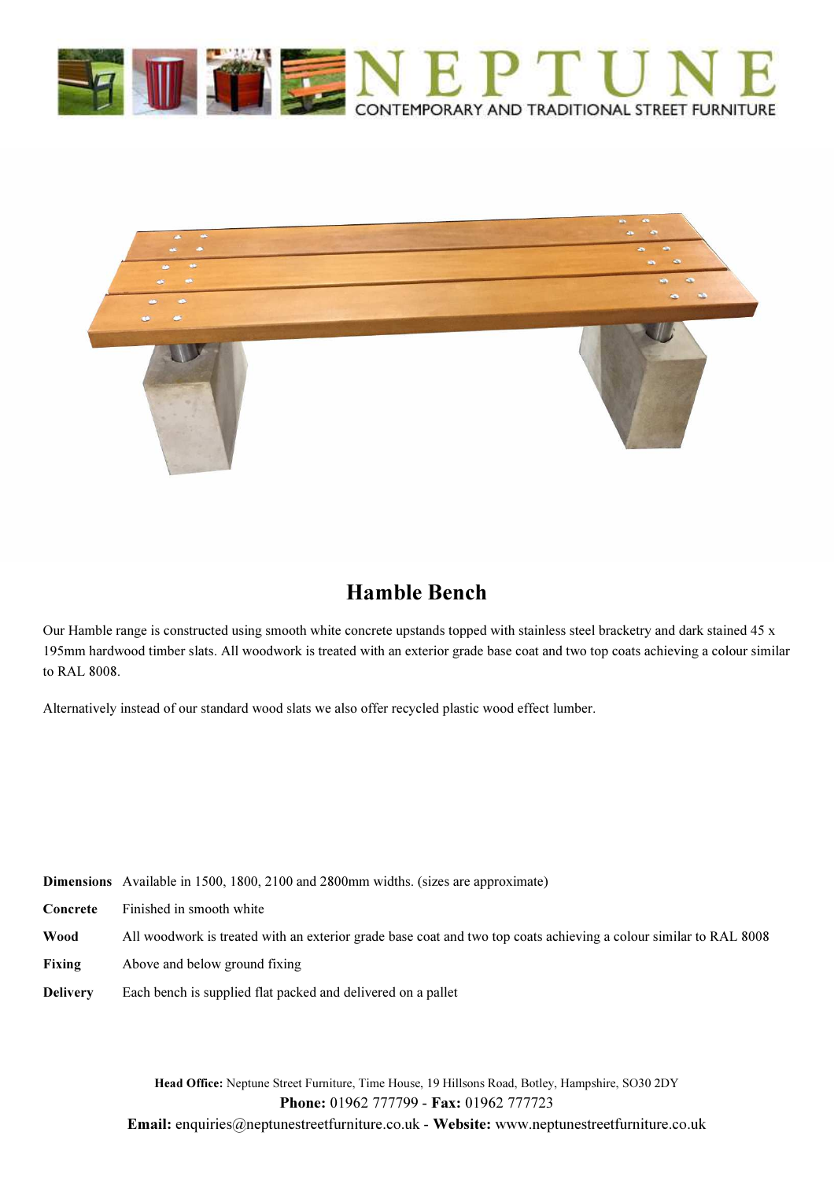# NEPTUNE

CONTEMPORARY AND TRADITIONAL STREET FURNITURE

## Hamble Bench

Our Hamble range is constructed using smooth white concrete upstands topped with stainless steel bracketry and dark stained 45 x 195mm hardwood timber slats. All woodwork is treated with an exterior grade base coat and two top coats achieving a colour similar to RAL 8008.

Alternatively instead of our standard wood slats we also offer recycled plastic wood effect lumber.

| | |
|---|---|
| **Dimensions** | Available in 1500, 1800, 2100 and 2800mm widths. (sizes are approximate) |
| **Concrete** | Finished in smooth white |
| **Wood** | All woodwork is treated with an exterior grade base coat and two top coats achieving a colour similar to RAL 8008 |
| **Fixing** | Above and below ground fixing |
| **Delivery** | Each bench is supplied flat packed and delivered on a pallet |

**Head Office:** Neptune Street Furniture, Time House, 19 Hillsons Road, Botley, Hampshire, SO30 2DY
**Phone:** 01962 777799 - **Fax:** 01962 777723
**Email:** enquiries@neptunestreetfurniture.co.uk - **Website:** www.neptunestreetfurniture.co.uk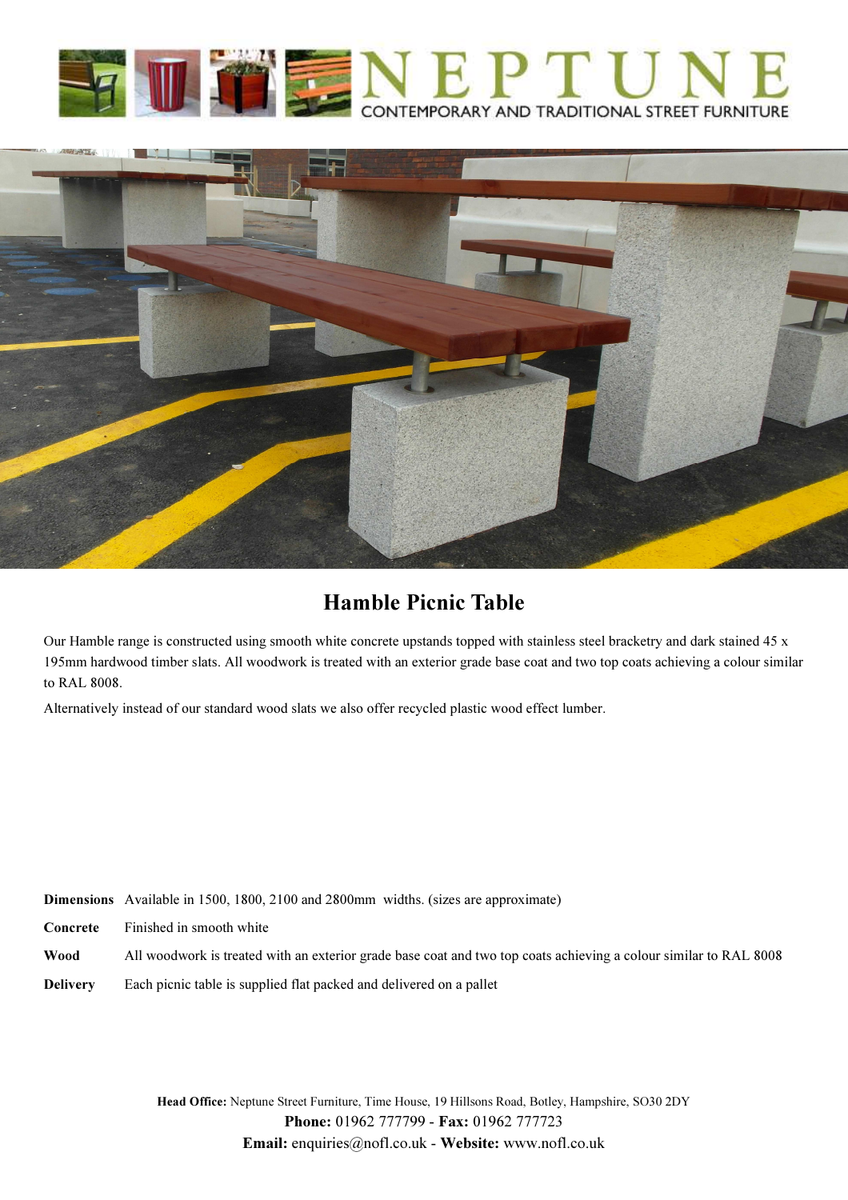NEPTUNE

CONTEMPORARY AND TRADITIONAL STREET FURNITURE

## Hamble Picnic Table

Our Hamble range is constructed using smooth white concrete upstands topped with stainless steel bracketry and dark stained 45 x 195mm hardwood timber slats. All woodwork is treated with an exterior grade base coat and two top coats achieving a colour similar to RAL 8008.

Alternatively instead of our standard wood slats we also offer recycled plastic wood effect lumber.

| | |
|---|---|
| **Dimensions** | Available in 1500, 1800, 2100 and 2800mm widths. (sizes are approximate) |
| **Concrete** | Finished in smooth white |
| **Wood** | All woodwork is treated with an exterior grade base coat and two top coats achieving a colour similar to RAL 8008 |
| **Delivery** | Each picnic table is supplied flat packed and delivered on a pallet |

**Head Office:** Neptune Street Furniture, Time House, 19 Hillsons Road, Botley, Hampshire, SO30 2DY
**Phone:** 01962 777799 - **Fax:** 01962 777723
**Email:** enquiries@nofl.co.uk - **Website:** www.nofl.co.uk